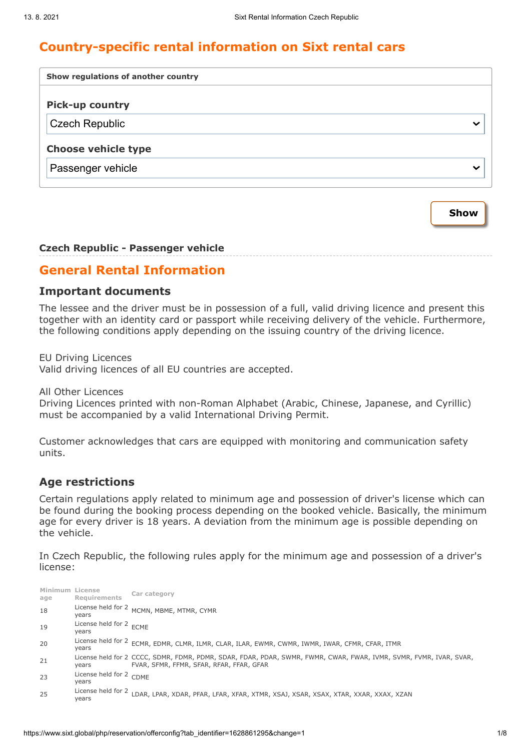# Country-specific rental information on Sixt rental cars

**Show regulations of another country**

**Pick-up country**

Czech Republic

**Choose vehicle type**

Passenger vehicle

**Show**

**Czech Republic - Passenger vehicle**

## General Rental Information

### Important documents

The lessee and the driver must be in possession of a full, valid driving licence and present this together with an identity card or passport while receiving delivery of the vehicle. Furthermore, the following conditions apply depending on the issuing country of the driving licence.

EU Driving Licences
Valid driving licences of all EU countries are accepted.

All Other Licences
Driving Licences printed with non-Roman Alphabet (Arabic, Chinese, Japanese, and Cyrillic) must be accompanied by a valid International Driving Permit.

Customer acknowledges that cars are equipped with monitoring and communication safety units.

### Age restrictions

Certain regulations apply related to minimum age and possession of driver's license which can be found during the booking process depending on the booked vehicle. Basically, the minimum age for every driver is 18 years. A deviation from the minimum age is possible depending on the vehicle.

In Czech Republic, the following rules apply for the minimum age and possession of a driver's license:

| Minimum age | License Requirements | Car category |
|---|---|---|
| 18 | License held for 2 years | MCMN, MBME, MTMR, CYMR |
| 19 | License held for 2 years | ECME |
| 20 | License held for 2 years | ECMR, EDMR, CLMR, ILMR, CLAR, ILAR, EWMR, CWMR, IWMR, IWAR, CFMR, CFAR, ITMR |
| 21 | License held for 2 years | CCCC, SDMR, FDMR, PDMR, SDAR, FDAR, PDAR, SWMR, FWMR, CWAR, FWAR, IVMR, SVMR, FVMR, IVAR, SVAR, FVAR, SFMR, FFMR, SFAR, RFAR, FFAR, GFAR |
| 23 | License held for 2 years | CDME |
| 25 | License held for 2 years | LDAR, LPAR, XDAR, PFAR, LFAR, XFAR, XTMR, XSAJ, XSAR, XSAX, XTAR, XXAR, XXAX, XZAN |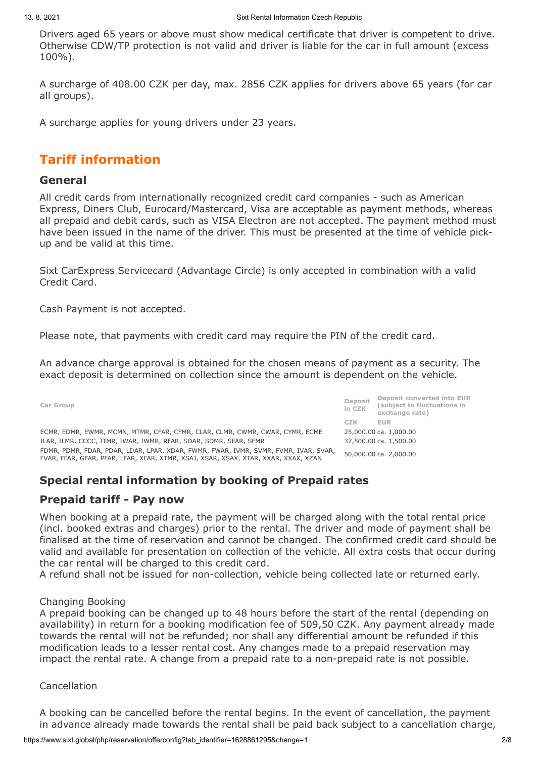Drivers aged 65 years or above must show medical certificate that driver is competent to drive. Otherwise CDW/TP protection is not valid and driver is liable for the car in full amount (excess 100%).

A surcharge of 408.00 CZK per day, max. 2856 CZK applies for drivers above 65 years (for car all groups).

A surcharge applies for young drivers under 23 years.

## Tariff information

### General

All credit cards from internationally recognized credit card companies - such as American Express, Diners Club, Eurocard/Mastercard, Visa are acceptable as payment methods, whereas all prepaid and debit cards, such as VISA Electron are not accepted. The payment method must have been issued in the name of the driver. This must be presented at the time of vehicle pick-up and be valid at this time.

Sixt CarExpress Servicecard (Advantage Circle) is only accepted in combination with a valid Credit Card.

Cash Payment is not accepted.

Please note, that payments with credit card may require the PIN of the credit card.

An advance charge approval is obtained for the chosen means of payment as a security. The exact deposit is determined on collection since the amount is dependent on the vehicle.

| Car Group | Deposit in CZK | Deposit converted into EUR (subject to fluctuations in exchange rate) |
|---|---|---|
| | CZK | EUR |
| ECMR, EDMR, EWMR, MCMN, MTMR, CFAR, CFMR, CLAR, CLMR, CWMR, CWAR, CYMR, ECME | 25,000.00 | ca. 1,000.00 |
| ILAR, ILMR, CCCC, ITMR, IWAR, IWMR, RFAR, SDAR, SDMR, SFAR, SFMR | 37,500.00 | ca. 1,500.00 |
| FDMR, PDMR, FDAR, PDAR, LDAR, LPAR, XDAR, FWMR, FWAR, IVMR, SVMR, FVMR, IVAR, SVAR, FVAR, FFAR, GFAR, PFAR, LFAR, XFAR, XTMR, XSAJ, XSAR, XSAX, XTAR, XXAR, XXAX, XZAN | 50,000.00 | ca. 2,000.00 |

### Special rental information by booking of Prepaid rates

### Prepaid tariff - Pay now

When booking at a prepaid rate, the payment will be charged along with the total rental price (incl. booked extras and charges) prior to the rental. The driver and mode of payment shall be finalised at the time of reservation and cannot be changed. The confirmed credit card should be valid and available for presentation on collection of the vehicle. All extra costs that occur during the car rental will be charged to this credit card.
A refund shall not be issued for non-collection, vehicle being collected late or returned early.

Changing Booking
A prepaid booking can be changed up to 48 hours before the start of the rental (depending on availability) in return for a booking modification fee of 509,50 CZK. Any payment already made towards the rental will not be refunded; nor shall any differential amount be refunded if this modification leads to a lesser rental cost. Any changes made to a prepaid reservation may impact the rental rate. A change from a prepaid rate to a non-prepaid rate is not possible.

Cancellation

A booking can be cancelled before the rental begins. In the event of cancellation, the payment in advance already made towards the rental shall be paid back subject to a cancellation charge,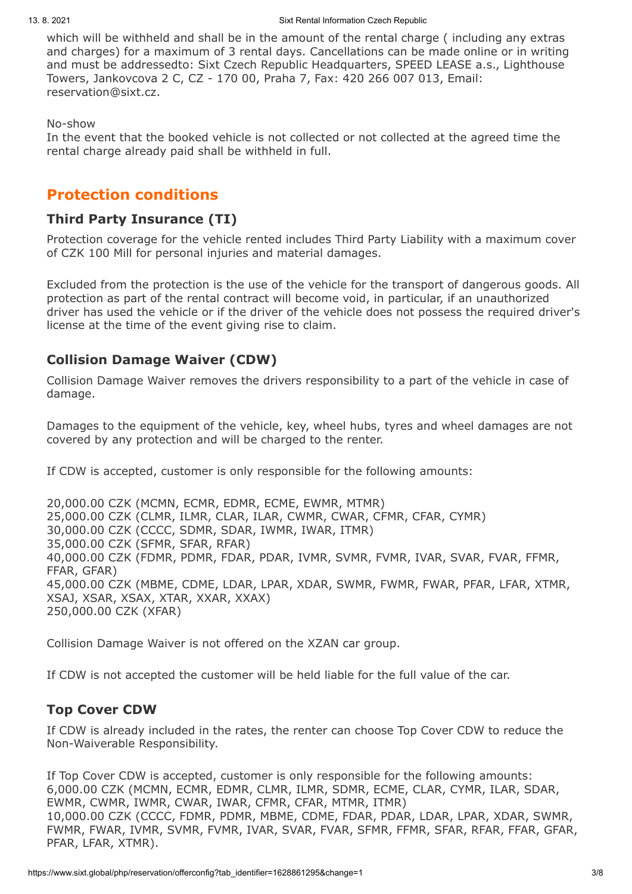which will be withheld and shall be in the amount of the rental charge ( including any extras and charges) for a maximum of 3 rental days. Cancellations can be made online or in writing and must be addressedto: Sixt Czech Republic Headquarters, SPEED LEASE a.s., Lighthouse Towers, Jankovcova 2 C, CZ - 170 00, Praha 7, Fax: 420 266 007 013, Email: reservation@sixt.cz.

No-show
In the event that the booked vehicle is not collected or not collected at the agreed time the rental charge already paid shall be withheld in full.

## Protection conditions

### Third Party Insurance (TI)

Protection coverage for the vehicle rented includes Third Party Liability with a maximum cover of CZK 100 Mill for personal injuries and material damages.

Excluded from the protection is the use of the vehicle for the transport of dangerous goods. All protection as part of the rental contract will become void, in particular, if an unauthorized driver has used the vehicle or if the driver of the vehicle does not possess the required driver's license at the time of the event giving rise to claim.

### Collision Damage Waiver (CDW)

Collision Damage Waiver removes the drivers responsibility to a part of the vehicle in case of damage.

Damages to the equipment of the vehicle, key, wheel hubs, tyres and wheel damages are not covered by any protection and will be charged to the renter.

If CDW is accepted, customer is only responsible for the following amounts:

20,000.00 CZK (MCMN, ECMR, EDMR, ECME, EWMR, MTMR)
25,000.00 CZK (CLMR, ILMR, CLAR, ILAR, CWMR, CWAR, CFMR, CFAR, CYMR)
30,000.00 CZK (CCCC, SDMR, SDAR, IWMR, IWAR, ITMR)
35,000.00 CZK (SFMR, SFAR, RFAR)
40,000.00 CZK (FDMR, PDMR, FDAR, PDAR, IVMR, SVMR, FVMR, IVAR, SVAR, FVAR, FFMR, FFAR, GFAR)
45,000.00 CZK (MBME, CDME, LDAR, LPAR, XDAR, SWMR, FWMR, FWAR, PFAR, LFAR, XTMR, XSAJ, XSAR, XSAX, XTAR, XXAR, XXAX)
250,000.00 CZK (XFAR)

Collision Damage Waiver is not offered on the XZAN car group.

If CDW is not accepted the customer will be held liable for the full value of the car.

### Top Cover CDW

If CDW is already included in the rates, the renter can choose Top Cover CDW to reduce the Non-Waiverable Responsibility.

If Top Cover CDW is accepted, customer is only responsible for the following amounts:
6,000.00 CZK (MCMN, ECMR, EDMR, CLMR, ILMR, SDMR, ECME, CLAR, CYMR, ILAR, SDAR, EWMR, CWMR, IWMR, CWAR, IWAR, CFMR, CFAR, MTMR, ITMR)
10,000.00 CZK (CCCC, FDMR, PDMR, MBME, CDME, FDAR, PDAR, LDAR, LPAR, XDAR, SWMR, FWMR, FWAR, IVMR, SVMR, FVMR, IVAR, SVAR, FVAR, SFMR, FFMR, SFAR, RFAR, FFAR, GFAR, PFAR, LFAR, XTMR).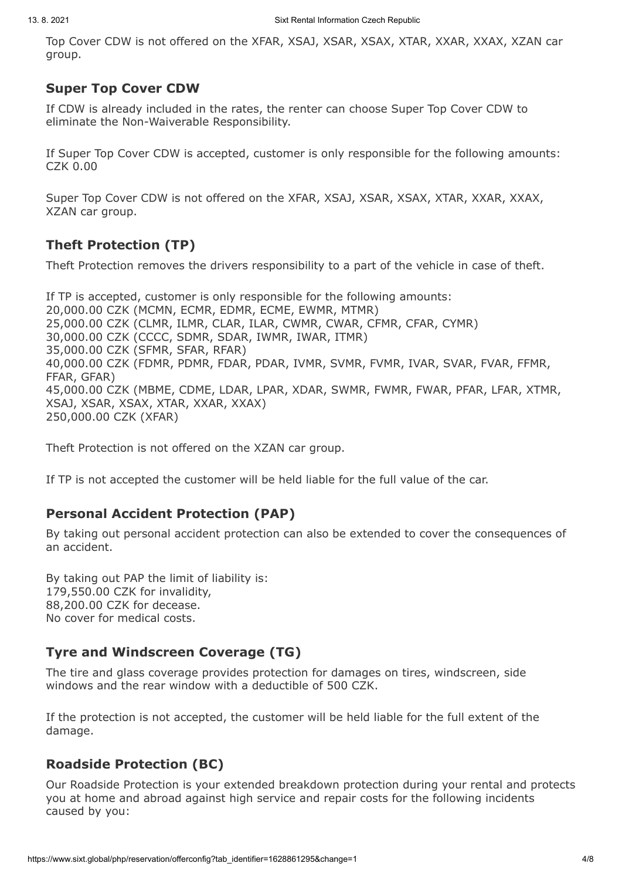Top Cover CDW is not offered on the XFAR, XSAJ, XSAR, XSAX, XTAR, XXAR, XXAX, XZAN car group.

### Super Top Cover CDW

If CDW is already included in the rates, the renter can choose Super Top Cover CDW to eliminate the Non-Waiverable Responsibility.

If Super Top Cover CDW is accepted, customer is only responsible for the following amounts:
CZK 0.00

Super Top Cover CDW is not offered on the XFAR, XSAJ, XSAR, XSAX, XTAR, XXAR, XXAX, XZAN car group.

### Theft Protection (TP)

Theft Protection removes the drivers responsibility to a part of the vehicle in case of theft.

If TP is accepted, customer is only responsible for the following amounts:
20,000.00 CZK (MCMN, ECMR, EDMR, ECME, EWMR, MTMR)
25,000.00 CZK (CLMR, ILMR, CLAR, ILAR, CWMR, CWAR, CFMR, CFAR, CYMR)
30,000.00 CZK (CCCC, SDMR, SDAR, IWMR, IWAR, ITMR)
35,000.00 CZK (SFMR, SFAR, RFAR)
40,000.00 CZK (FDMR, PDMR, FDAR, PDAR, IVMR, SVMR, FVMR, IVAR, SVAR, FVAR, FFMR, FFAR, GFAR)
45,000.00 CZK (MBME, CDME, LDAR, LPAR, XDAR, SWMR, FWMR, FWAR, PFAR, LFAR, XTMR, XSAJ, XSAR, XSAX, XTAR, XXAR, XXAX)
250,000.00 CZK (XFAR)

Theft Protection is not offered on the XZAN car group.

If TP is not accepted the customer will be held liable for the full value of the car.

### Personal Accident Protection (PAP)

By taking out personal accident protection can also be extended to cover the consequences of an accident.

By taking out PAP the limit of liability is:
179,550.00 CZK for invalidity,
88,200.00 CZK for decease.
No cover for medical costs.

### Tyre and Windscreen Coverage (TG)

The tire and glass coverage provides protection for damages on tires, windscreen, side windows and the rear window with a deductible of 500 CZK.

If the protection is not accepted, the customer will be held liable for the full extent of the damage.

### Roadside Protection (BC)

Our Roadside Protection is your extended breakdown protection during your rental and protects you at home and abroad against high service and repair costs for the following incidents caused by you: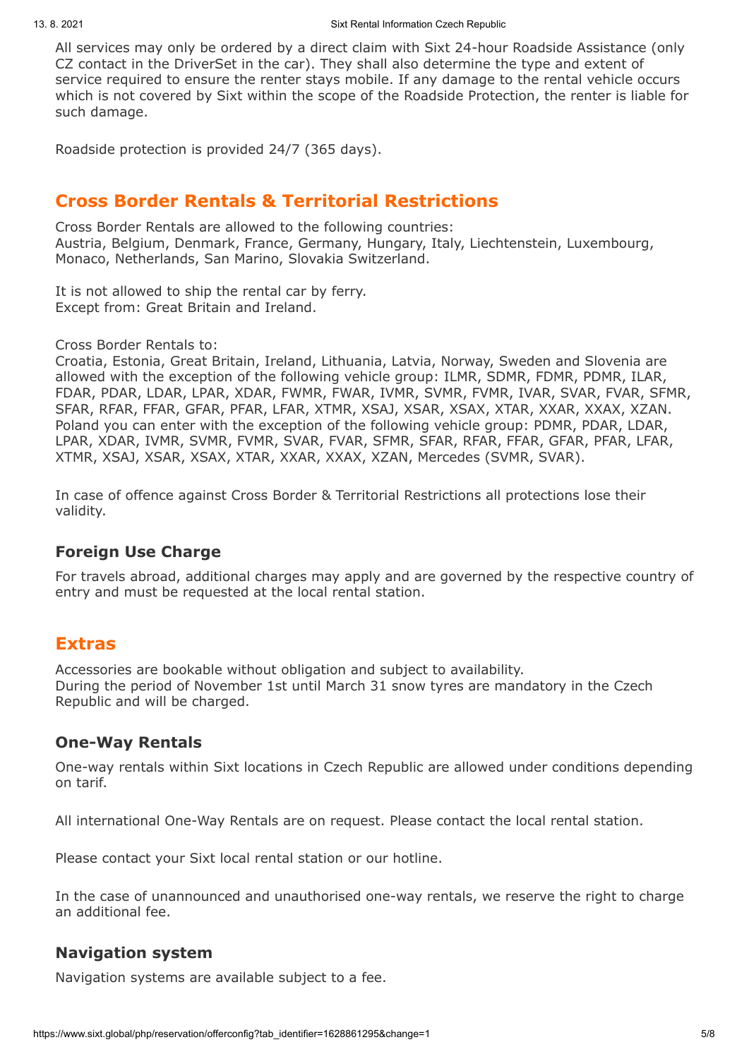All services may only be ordered by a direct claim with Sixt 24-hour Roadside Assistance (only CZ contact in the DriverSet in the car). They shall also determine the type and extent of service required to ensure the renter stays mobile. If any damage to the rental vehicle occurs which is not covered by Sixt within the scope of the Roadside Protection, the renter is liable for such damage.

Roadside protection is provided 24/7 (365 days).

## Cross Border Rentals & Territorial Restrictions

Cross Border Rentals are allowed to the following countries:
Austria, Belgium, Denmark, France, Germany, Hungary, Italy, Liechtenstein, Luxembourg, Monaco, Netherlands, San Marino, Slovakia Switzerland.

It is not allowed to ship the rental car by ferry.
Except from: Great Britain and Ireland.

Cross Border Rentals to:
Croatia, Estonia, Great Britain, Ireland, Lithuania, Latvia, Norway, Sweden and Slovenia are allowed with the exception of the following vehicle group: ILMR, SDMR, FDMR, PDMR, ILAR, FDAR, PDAR, LDAR, LPAR, XDAR, FWMR, FWAR, IVMR, SVMR, FVMR, IVAR, SVAR, FVAR, SFMR, SFAR, RFAR, FFAR, GFAR, PFAR, LFAR, XTMR, XSAJ, XSAR, XSAX, XTAR, XXAR, XXAX, XZAN.
Poland you can enter with the exception of the following vehicle group: PDMR, PDAR, LDAR, LPAR, XDAR, IVMR, SVMR, FVMR, SVAR, FVAR, SFMR, SFAR, RFAR, FFAR, GFAR, PFAR, LFAR, XTMR, XSAJ, XSAR, XSAX, XTAR, XXAR, XXAX, XZAN, Mercedes (SVMR, SVAR).

In case of offence against Cross Border & Territorial Restrictions all protections lose their validity.

### Foreign Use Charge

For travels abroad, additional charges may apply and are governed by the respective country of entry and must be requested at the local rental station.

## Extras

Accessories are bookable without obligation and subject to availability.
During the period of November 1st until March 31 snow tyres are mandatory in the Czech Republic and will be charged.

### One-Way Rentals

One-way rentals within Sixt locations in Czech Republic are allowed under conditions depending on tarif.

All international One-Way Rentals are on request. Please contact the local rental station.

Please contact your Sixt local rental station or our hotline.

In the case of unannounced and unauthorised one-way rentals, we reserve the right to charge an additional fee.

### Navigation system

Navigation systems are available subject to a fee.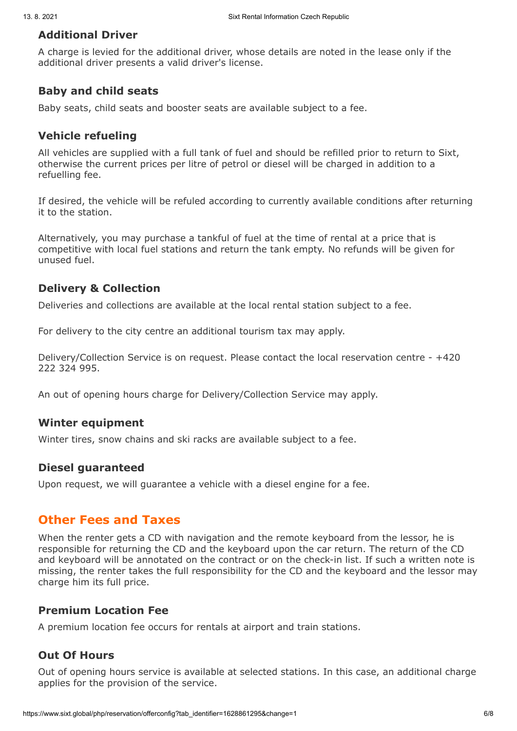### Additional Driver

A charge is levied for the additional driver, whose details are noted in the lease only if the additional driver presents a valid driver's license.

### Baby and child seats

Baby seats, child seats and booster seats are available subject to a fee.

### Vehicle refueling

All vehicles are supplied with a full tank of fuel and should be refilled prior to return to Sixt, otherwise the current prices per litre of petrol or diesel will be charged in addition to a refuelling fee.

If desired, the vehicle will be refuled according to currently available conditions after returning it to the station.

Alternatively, you may purchase a tankful of fuel at the time of rental at a price that is competitive with local fuel stations and return the tank empty. No refunds will be given for unused fuel.

### Delivery & Collection

Deliveries and collections are available at the local rental station subject to a fee.

For delivery to the city centre an additional tourism tax may apply.

Delivery/Collection Service is on request. Please contact the local reservation centre - +420 222 324 995.

An out of opening hours charge for Delivery/Collection Service may apply.

### Winter equipment

Winter tires, snow chains and ski racks are available subject to a fee.

### Diesel guaranteed

Upon request, we will guarantee a vehicle with a diesel engine for a fee.

## Other Fees and Taxes

When the renter gets a CD with navigation and the remote keyboard from the lessor, he is responsible for returning the CD and the keyboard upon the car return. The return of the CD and keyboard will be annotated on the contract or on the check-in list. If such a written note is missing, the renter takes the full responsibility for the CD and the keyboard and the lessor may charge him its full price.

### Premium Location Fee

A premium location fee occurs for rentals at airport and train stations.

### Out Of Hours

Out of opening hours service is available at selected stations. In this case, an additional charge applies for the provision of the service.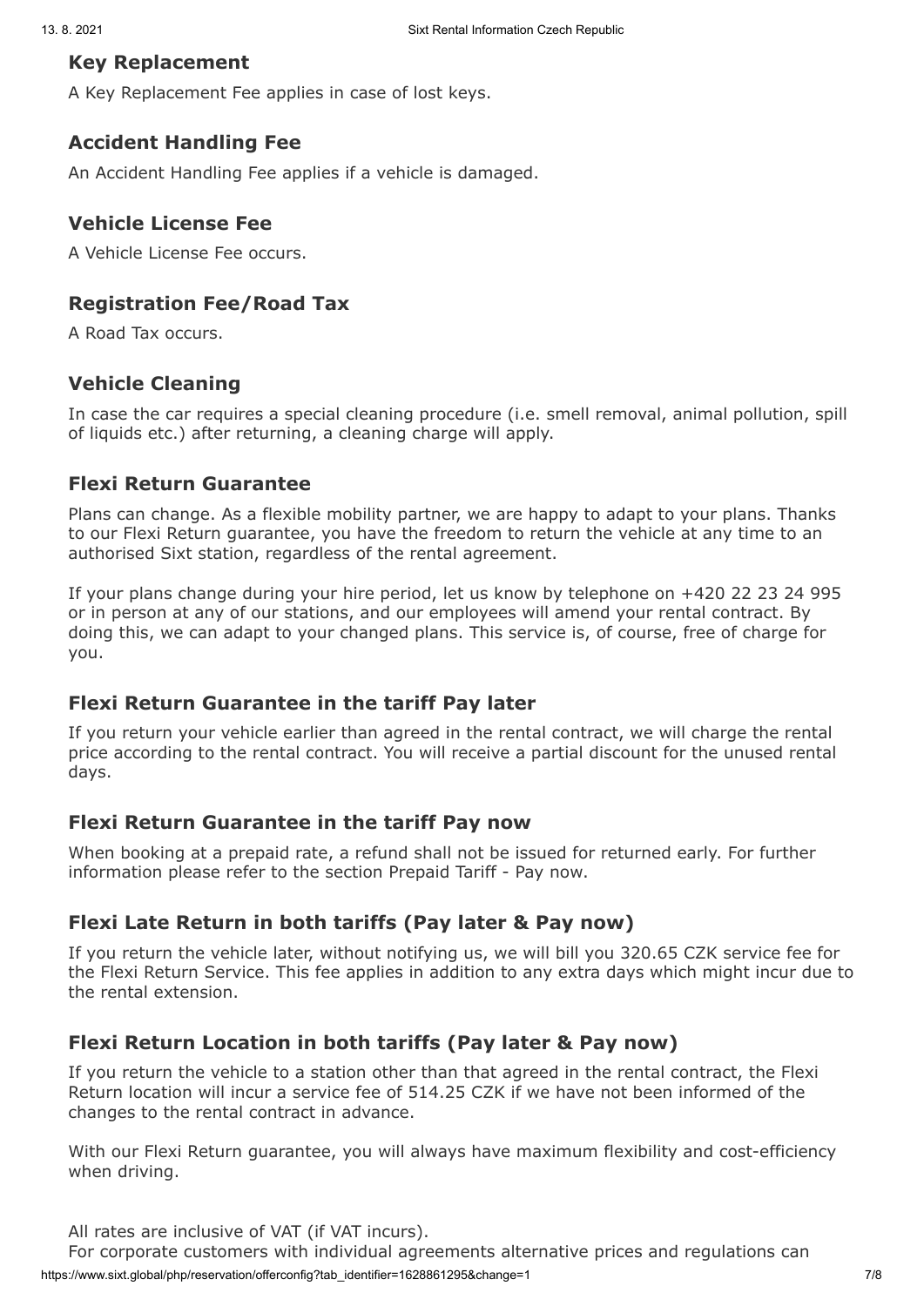## Key Replacement

A Key Replacement Fee applies in case of lost keys.

## Accident Handling Fee

An Accident Handling Fee applies if a vehicle is damaged.

## Vehicle License Fee

A Vehicle License Fee occurs.

## Registration Fee/Road Tax

A Road Tax occurs.

## Vehicle Cleaning

In case the car requires a special cleaning procedure (i.e. smell removal, animal pollution, spill of liquids etc.) after returning, a cleaning charge will apply.

## Flexi Return Guarantee

Plans can change. As a flexible mobility partner, we are happy to adapt to your plans. Thanks to our Flexi Return guarantee, you have the freedom to return the vehicle at any time to an authorised Sixt station, regardless of the rental agreement.

If your plans change during your hire period, let us know by telephone on +420 22 23 24 995 or in person at any of our stations, and our employees will amend your rental contract. By doing this, we can adapt to your changed plans. This service is, of course, free of charge for you.

## Flexi Return Guarantee in the tariff Pay later

If you return your vehicle earlier than agreed in the rental contract, we will charge the rental price according to the rental contract. You will receive a partial discount for the unused rental days.

## Flexi Return Guarantee in the tariff Pay now

When booking at a prepaid rate, a refund shall not be issued for returned early. For further information please refer to the section Prepaid Tariff - Pay now.

## Flexi Late Return in both tariffs (Pay later & Pay now)

If you return the vehicle later, without notifying us, we will bill you 320.65 CZK service fee for the Flexi Return Service. This fee applies in addition to any extra days which might incur due to the rental extension.

## Flexi Return Location in both tariffs (Pay later & Pay now)

If you return the vehicle to a station other than that agreed in the rental contract, the Flexi Return location will incur a service fee of 514.25 CZK if we have not been informed of the changes to the rental contract in advance.

With our Flexi Return guarantee, you will always have maximum flexibility and cost-efficiency when driving.

All rates are inclusive of VAT (if VAT incurs).
For corporate customers with individual agreements alternative prices and regulations can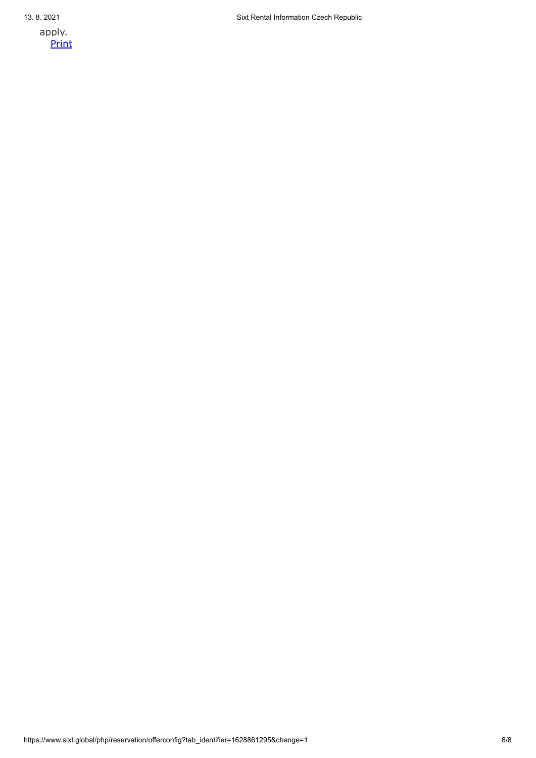apply.
[Print]